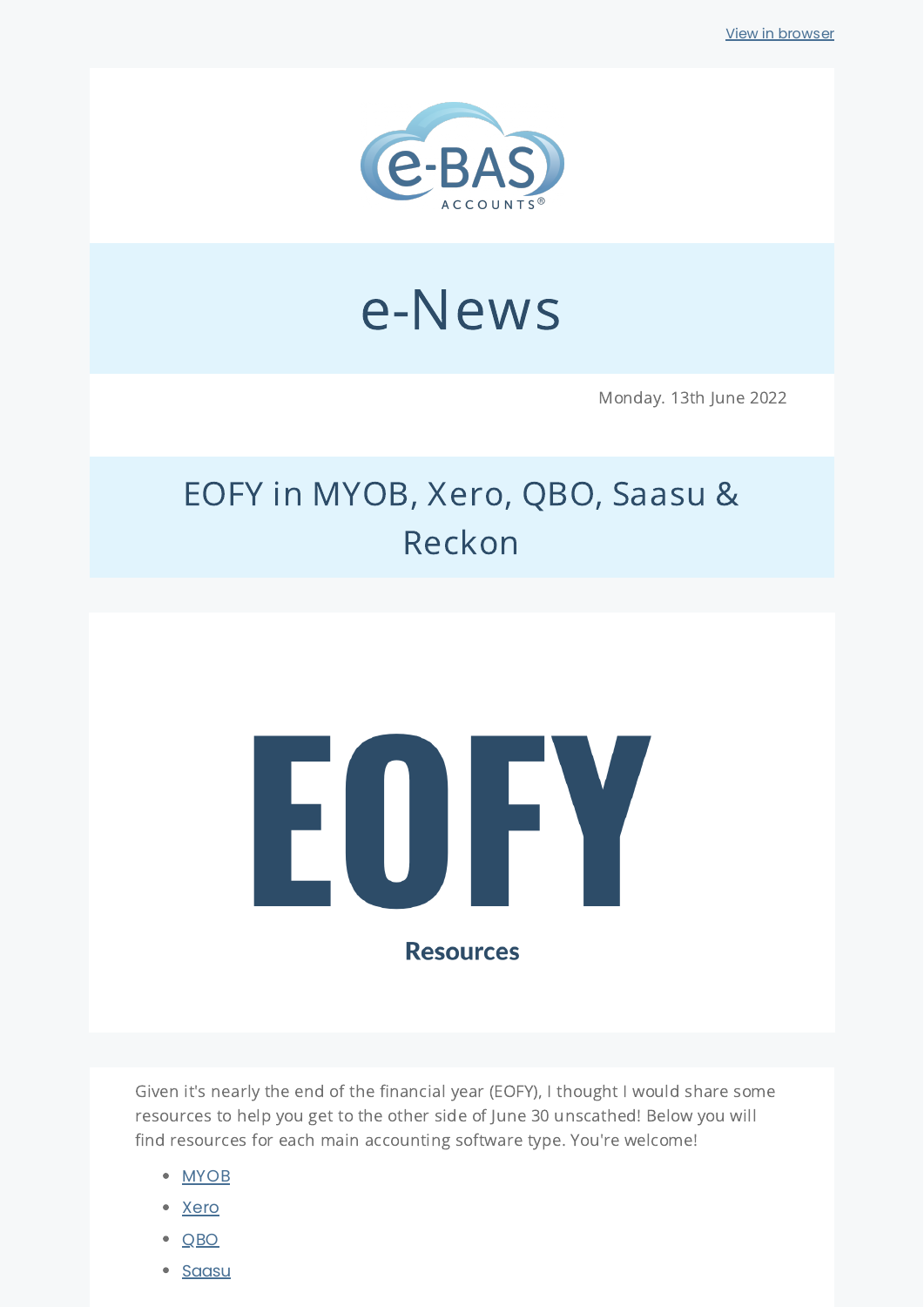View in browser

e-BAS ACCOUNTS®

# e-News

Monday. 13th June 2022

## EOFY in MYOB, Xero, QBO, Saasu & Reckon

# EOFY

**Resources**

Given it's nearly the end of the financial year (EOFY), I thought I would share some resources to help you get to the other side of June 30 unscathed! Below you will find resources for each main accounting software type. You're welcome!

- MYOB
- Xero
- QBO
- Saasu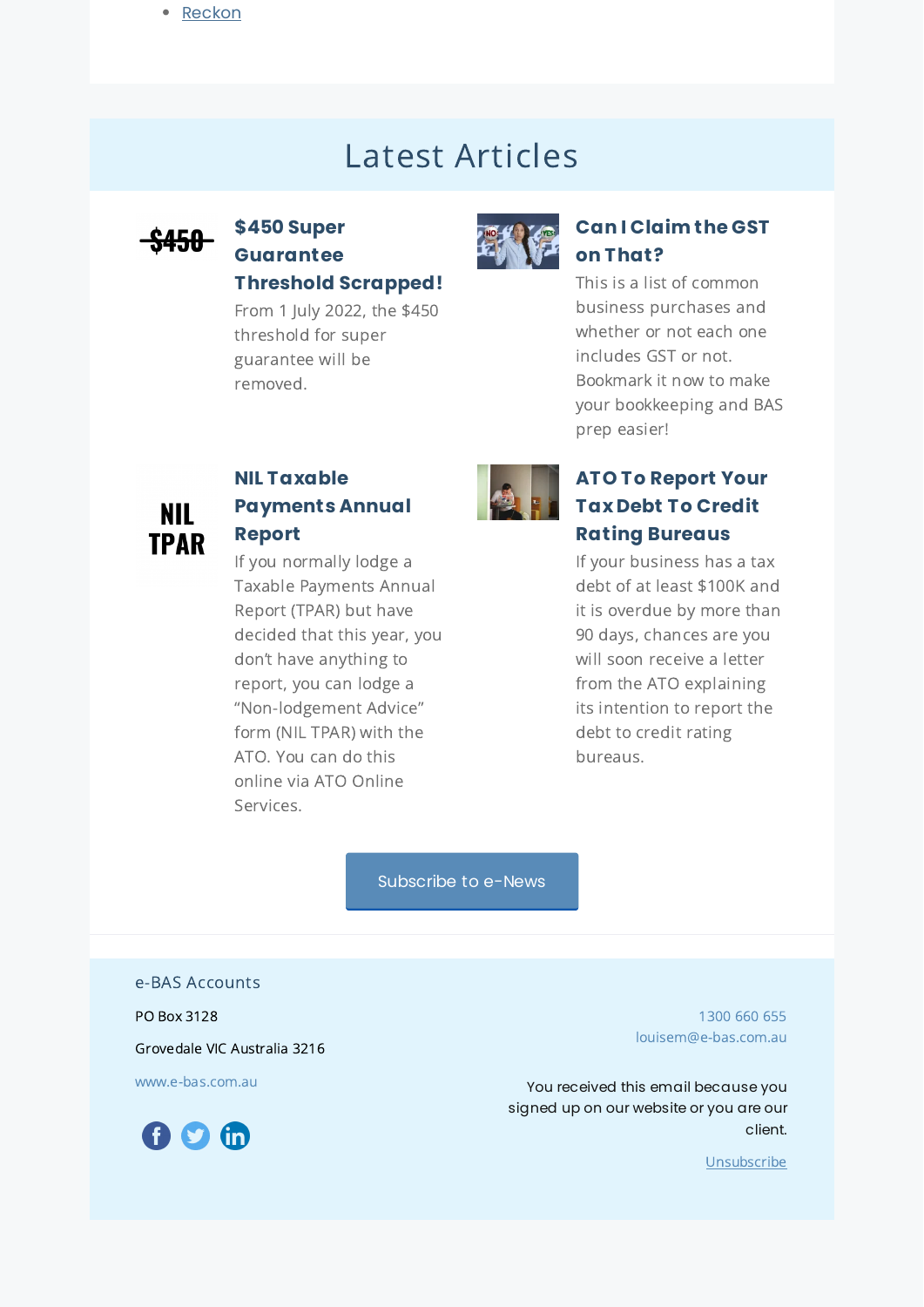- Reckon

## Latest Articles

### $450 Super Guarantee Threshold Scrapped!

From 1 July 2022, the $450 threshold for super guarantee will be removed.

### Can I Claim the GST on That?

This is a list of common business purchases and whether or not each one includes GST or not. Bookmark it now to make your bookkeeping and BAS prep easier!

### NIL Taxable Payments Annual Report

If you normally lodge a Taxable Payments Annual Report (TPAR) but have decided that this year, you don't have anything to report, you can lodge a "Non-lodgement Advice" form (NIL TPAR) with the ATO. You can do this online via ATO Online Services.

### ATO To Report Your Tax Debt To Credit Rating Bureaus

If your business has a tax debt of at least $100K and it is overdue by more than 90 days, chances are you will soon receive a letter from the ATO explaining its intention to report the debt to credit rating bureaus.

Subscribe to e-News

e-BAS Accounts

PO Box 3128

Grovedale VIC Australia 3216

www.e-bas.com.au

1300 660 655
louisem@e-bas.com.au

You received this email because you signed up on our website or you are our client.

Unsubscribe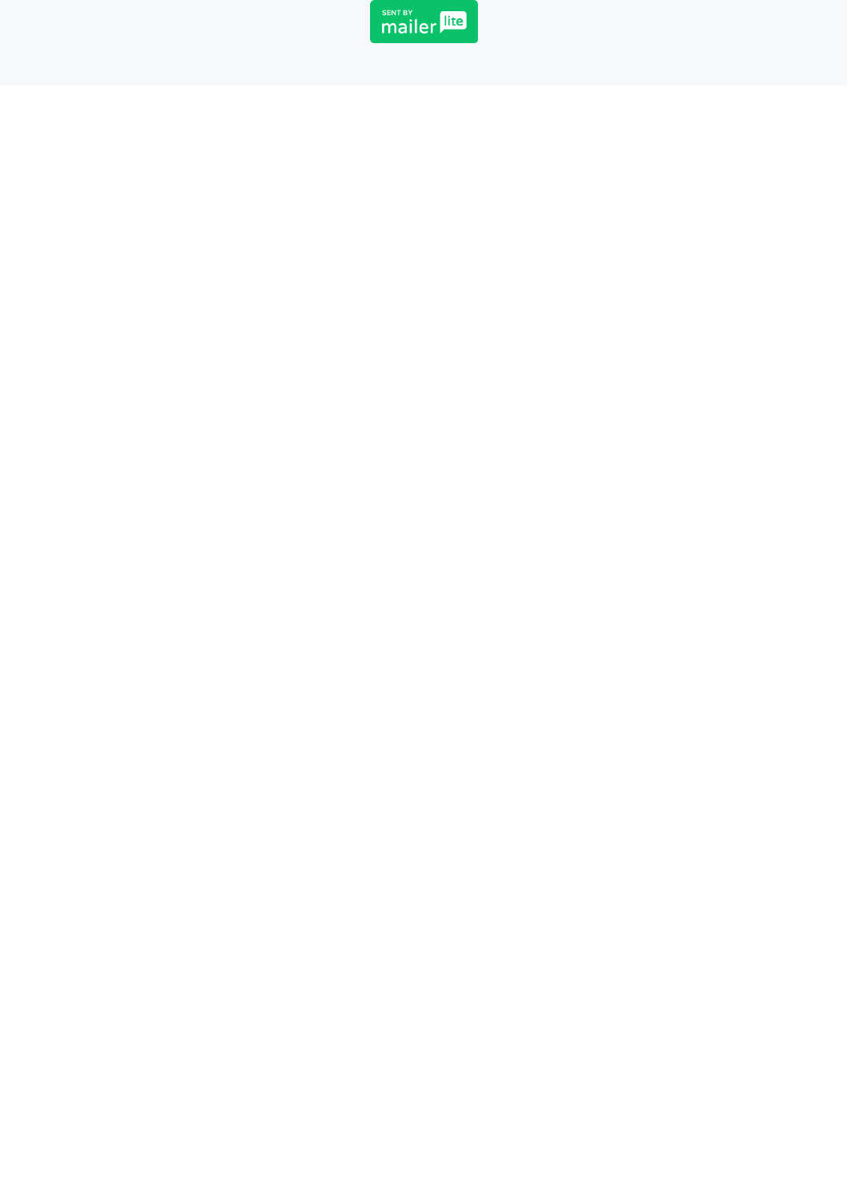SENT BY mailer lite